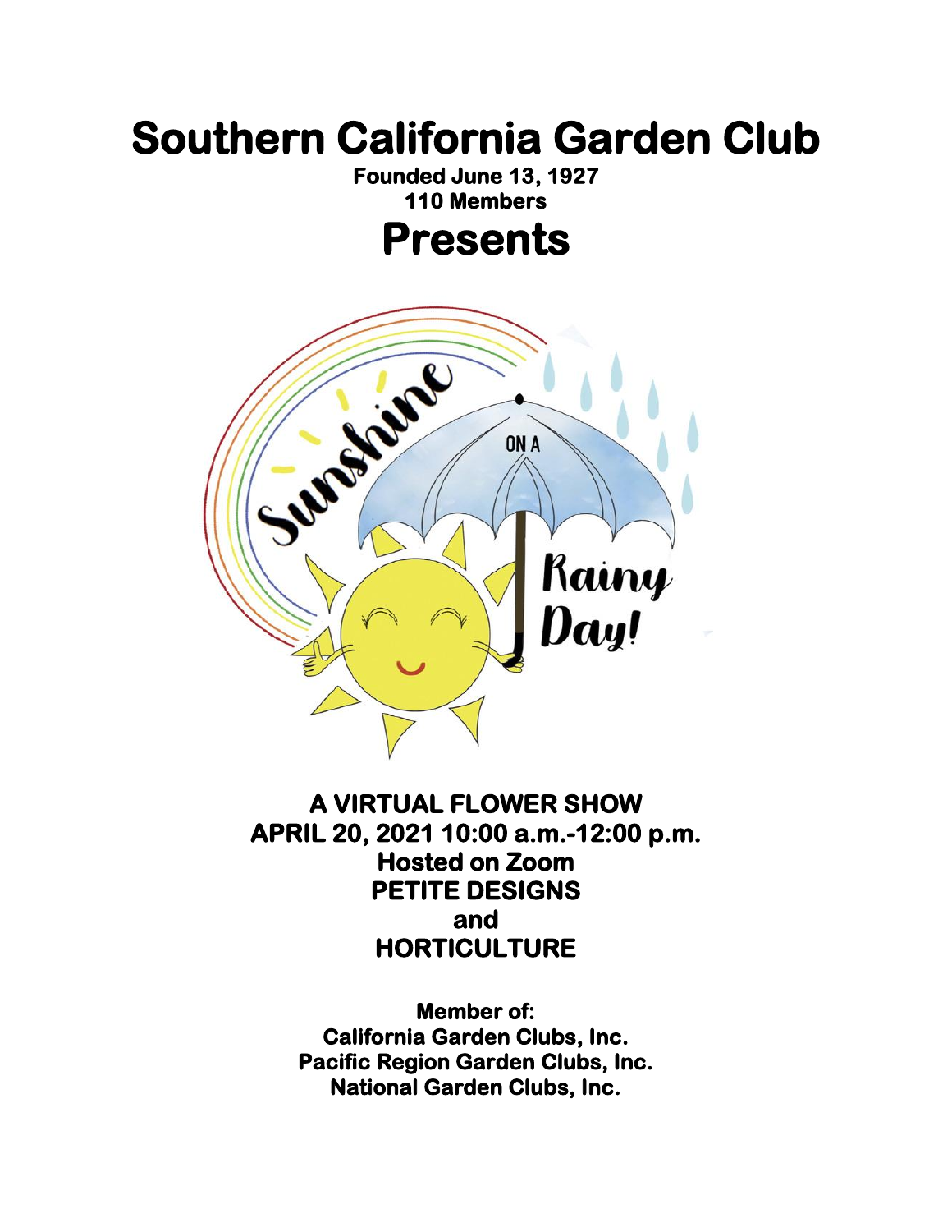# Southern California Garden Club

**Founded June 13, 1927**
**110 Members**

# Presents

Sunshine ON A Rainy Day!

**A VIRTUAL FLOWER SHOW**
**APRIL 20, 2021 10:00 a.m.-12:00 p.m.**
**Hosted on Zoom**
**PETITE DESIGNS**
**and**
**HORTICULTURE**

**Member of:**
**California Garden Clubs, Inc.**
**Pacific Region Garden Clubs, Inc.**
**National Garden Clubs, Inc.**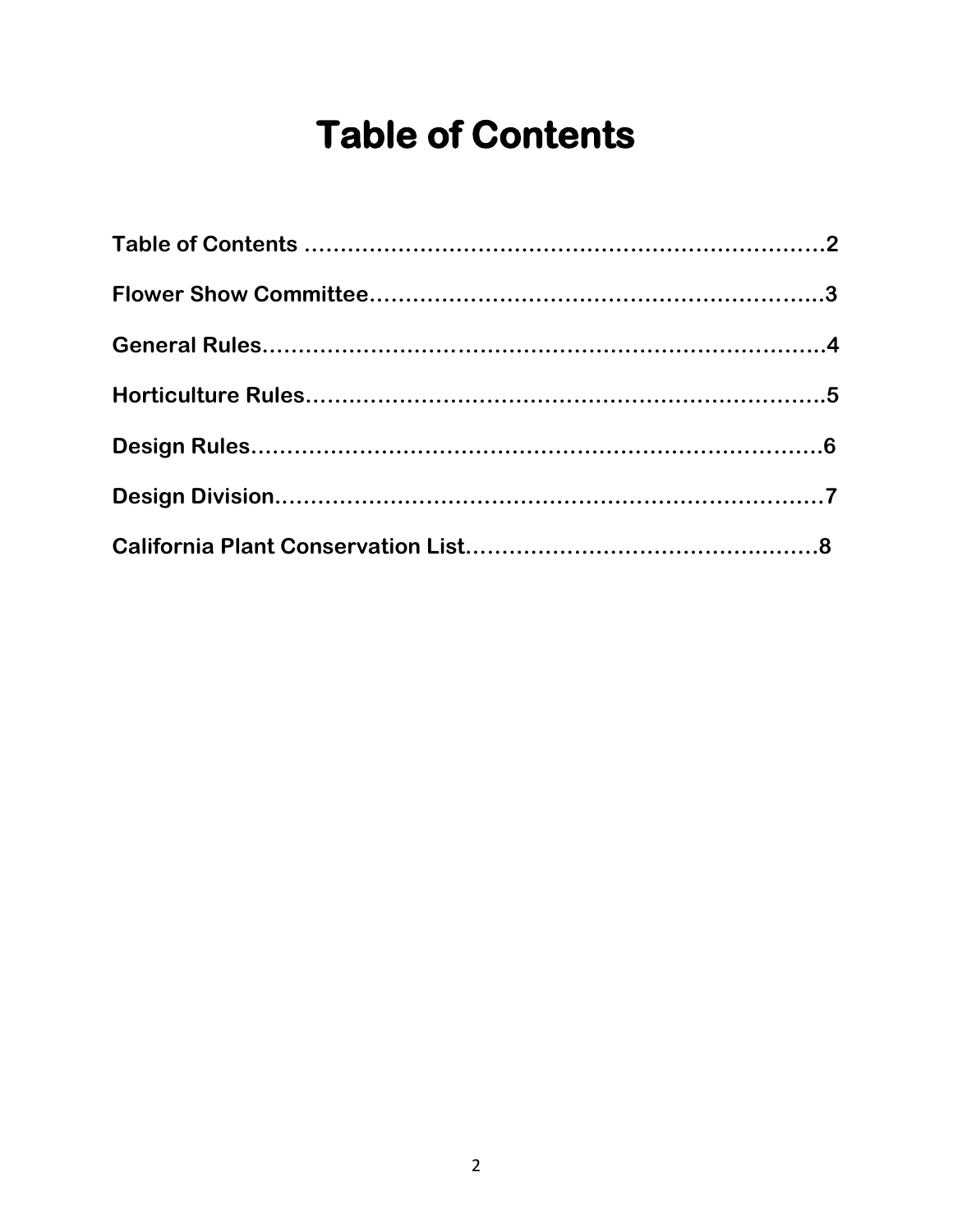# Table of Contents

**Table of Contents** ……………………………………………………………2

**Flower Show Committee**…………………………………………………….3

**General Rules**…………………………………………………………………4

**Horticulture Rules**……………………………………………………………5

**Design Rules**…………………………………………………………………6

**Design Division**………………………………………………………………7

**California Plant Conservation List**……………………………………………8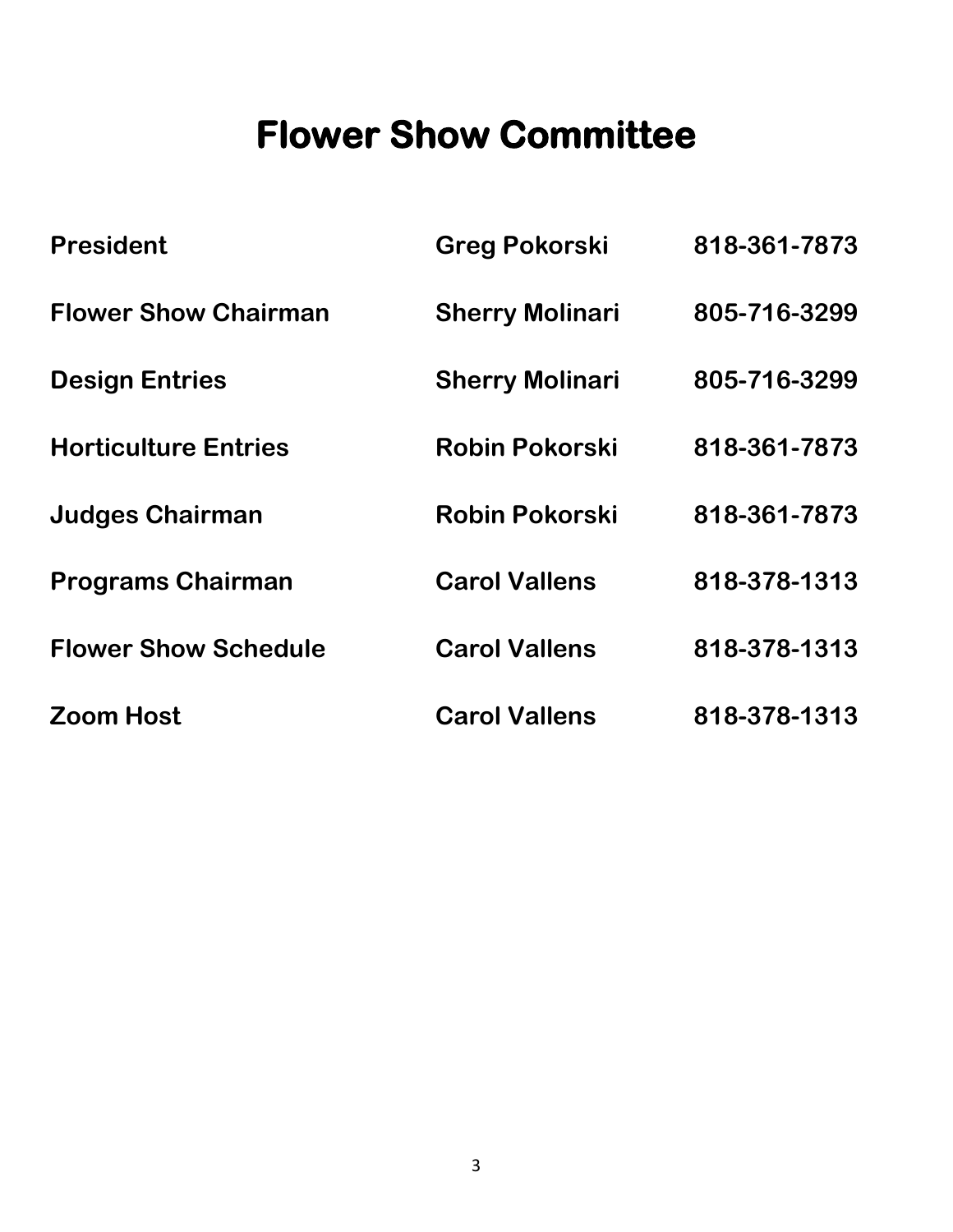# Flower Show Committee

| | | |
|---|---|---|
| **President** | **Greg Pokorski** | **818-361-7873** |
| **Flower Show Chairman** | **Sherry Molinari** | **805-716-3299** |
| **Design Entries** | **Sherry Molinari** | **805-716-3299** |
| **Horticulture Entries** | **Robin Pokorski** | **818-361-7873** |
| **Judges Chairman** | **Robin Pokorski** | **818-361-7873** |
| **Programs Chairman** | **Carol Vallens** | **818-378-1313** |
| **Flower Show Schedule** | **Carol Vallens** | **818-378-1313** |
| **Zoom Host** | **Carol Vallens** | **818-378-1313** |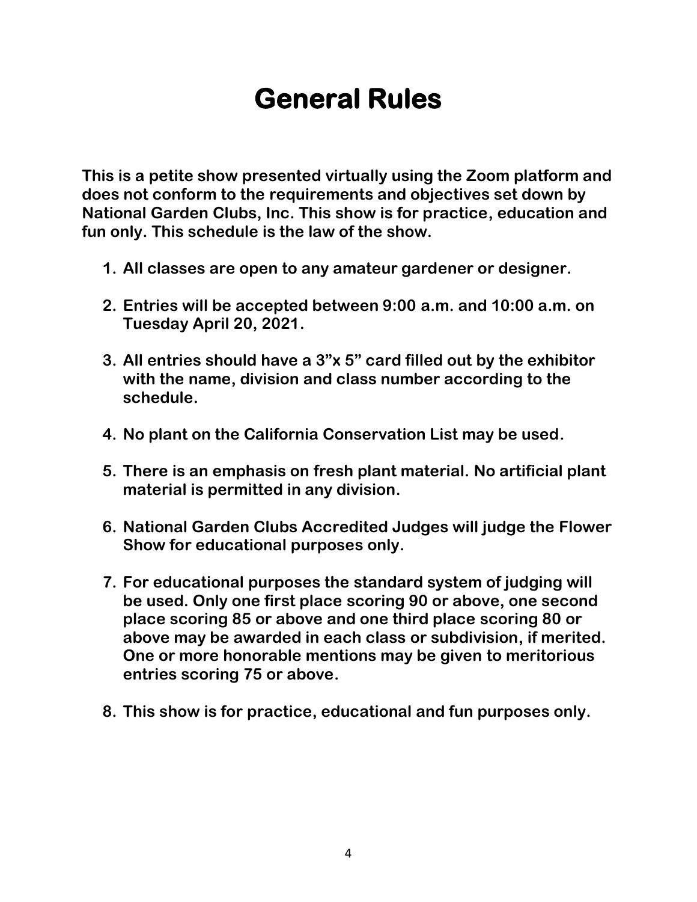# General Rules

**This is a petite show presented virtually using the Zoom platform and does not conform to the requirements and objectives set down by National Garden Clubs, Inc. This show is for practice, education and fun only. This schedule is the law of the show.**

1. **All classes are open to any amateur gardener or designer.**
2. **Entries will be accepted between 9:00 a.m. and 10:00 a.m. on Tuesday April 20, 2021.**
3. **All entries should have a 3"x 5" card filled out by the exhibitor with the name, division and class number according to the schedule.**
4. **No plant on the California Conservation List may be used.**
5. **There is an emphasis on fresh plant material. No artificial plant material is permitted in any division.**
6. **National Garden Clubs Accredited Judges will judge the Flower Show for educational purposes only.**
7. **For educational purposes the standard system of judging will be used. Only one first place scoring 90 or above, one second place scoring 85 or above and one third place scoring 80 or above may be awarded in each class or subdivision, if merited. One or more honorable mentions may be given to meritorious entries scoring 75 or above.**
8. **This show is for practice, educational and fun purposes only.**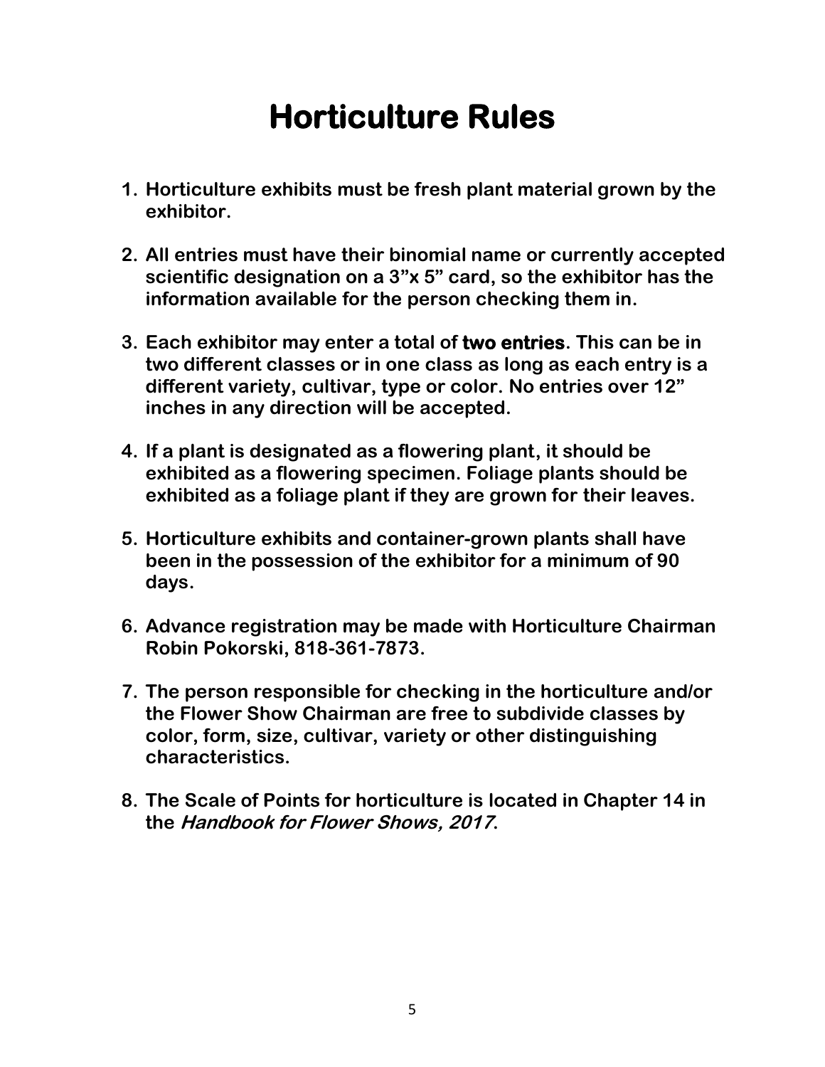# Horticulture Rules

1. Horticulture exhibits must be fresh plant material grown by the exhibitor.

2. All entries must have their binomial name or currently accepted scientific designation on a 3"x 5" card, so the exhibitor has the information available for the person checking them in.

3. Each exhibitor may enter a total of **two entries**. This can be in two different classes or in one class as long as each entry is a different variety, cultivar, type or color. No entries over 12" inches in any direction will be accepted.

4. If a plant is designated as a flowering plant, it should be exhibited as a flowering specimen. Foliage plants should be exhibited as a foliage plant if they are grown for their leaves.

5. Horticulture exhibits and container-grown plants shall have been in the possession of the exhibitor for a minimum of 90 days.

6. Advance registration may be made with Horticulture Chairman Robin Pokorski, 818-361-7873.

7. The person responsible for checking in the horticulture and/or the Flower Show Chairman are free to subdivide classes by color, form, size, cultivar, variety or other distinguishing characteristics.

8. The Scale of Points for horticulture is located in Chapter 14 in the *Handbook for Flower Shows, 2017*.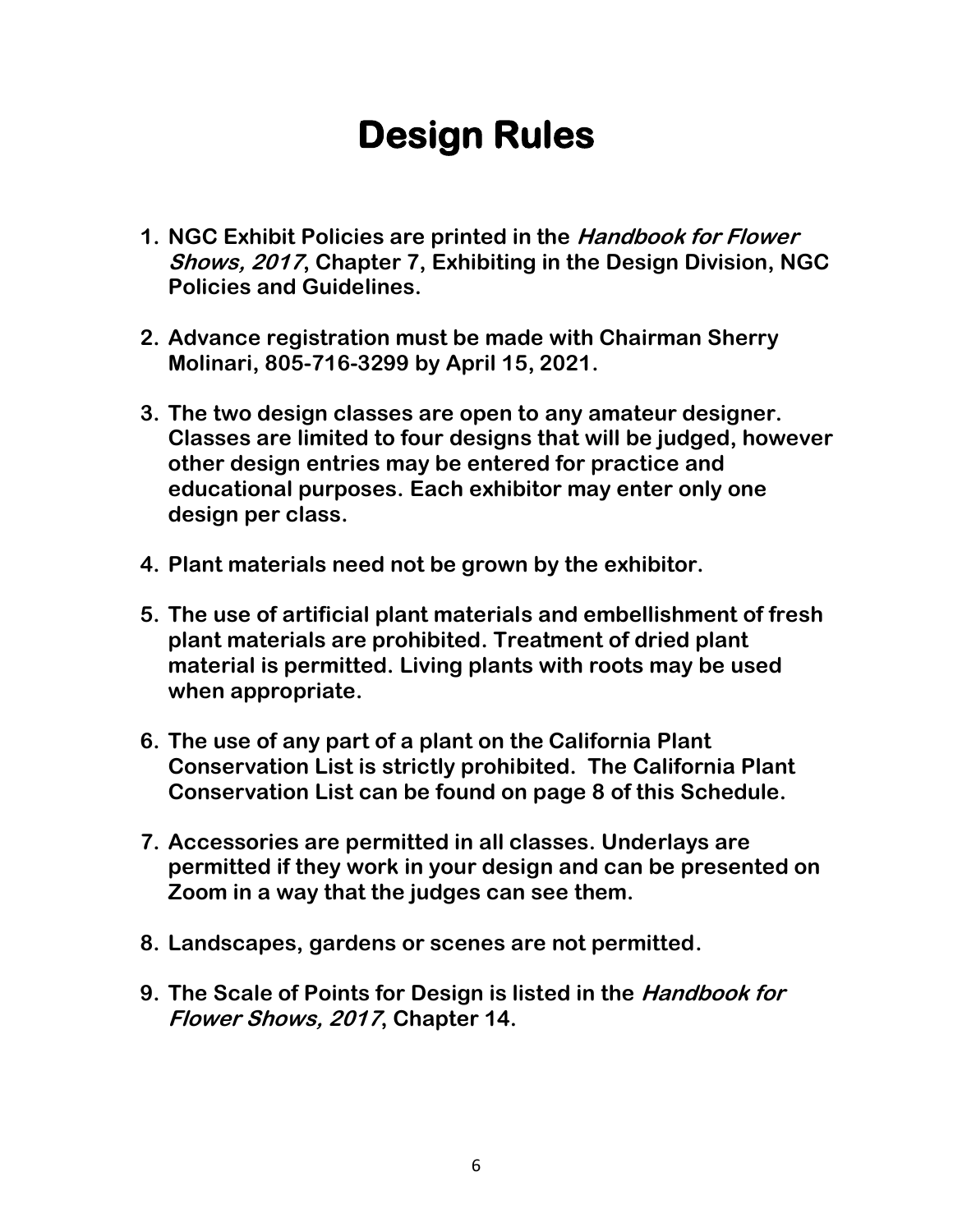# Design Rules

1. **NGC Exhibit Policies are printed in the *Handbook for Flower Shows, 2017*, Chapter 7, Exhibiting in the Design Division, NGC Policies and Guidelines.**

2. **Advance registration must be made with Chairman Sherry Molinari, 805-716-3299 by April 15, 2021.**

3. **The two design classes are open to any amateur designer. Classes are limited to four designs that will be judged, however other design entries may be entered for practice and educational purposes. Each exhibitor may enter only one design per class.**

4. **Plant materials need not be grown by the exhibitor.**

5. **The use of artificial plant materials and embellishment of fresh plant materials are prohibited. Treatment of dried plant material is permitted. Living plants with roots may be used when appropriate.**

6. **The use of any part of a plant on the California Plant Conservation List is strictly prohibited. The California Plant Conservation List can be found on page 8 of this Schedule.**

7. **Accessories are permitted in all classes. Underlays are permitted if they work in your design and can be presented on Zoom in a way that the judges can see them.**

8. **Landscapes, gardens or scenes are not permitted.**

9. **The Scale of Points for Design is listed in the *Handbook for Flower Shows, 2017*, Chapter 14.**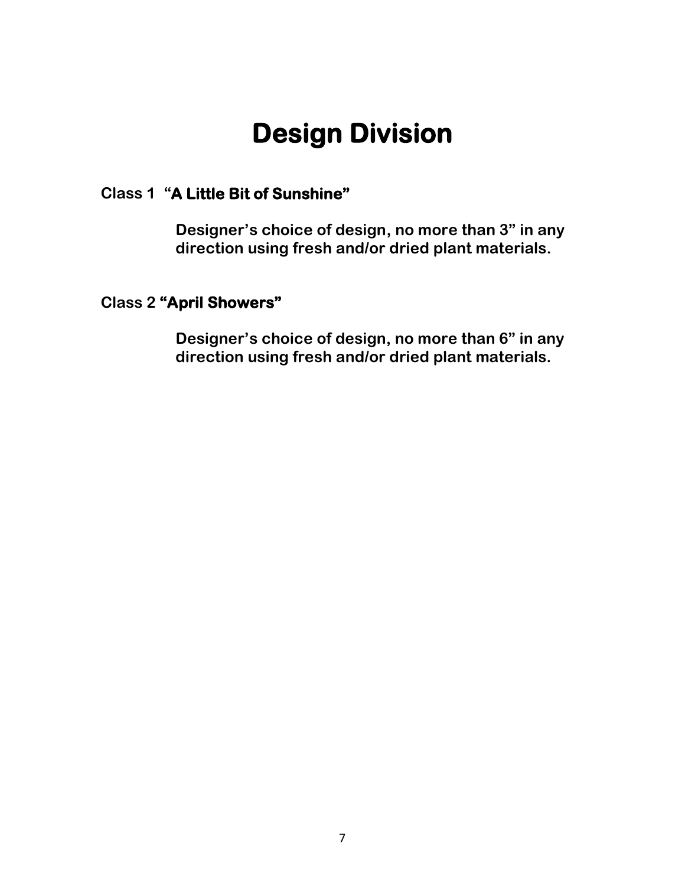# Design Division

**Class 1 "A Little Bit of Sunshine"**

**Designer's choice of design, no more than 3" in any direction using fresh and/or dried plant materials.**

**Class 2 "April Showers"**

**Designer's choice of design, no more than 6" in any direction using fresh and/or dried plant materials.**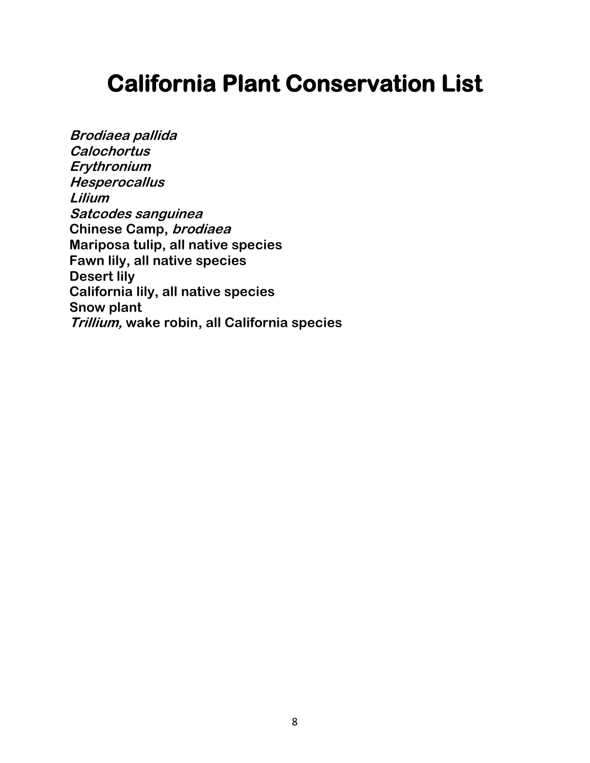# California Plant Conservation List

***Brodiaea pallida***
***Calochortus***
***Erythronium***
***Hesperocallus***
***Lilium***
***Satcodes sanguinea***
**Chinese Camp, *brodiaea***
**Mariposa tulip, all native species**
**Fawn lily, all native species**
**Desert lily**
**California lily, all native species**
**Snow plant**
***Trillium,* wake robin, all California species**